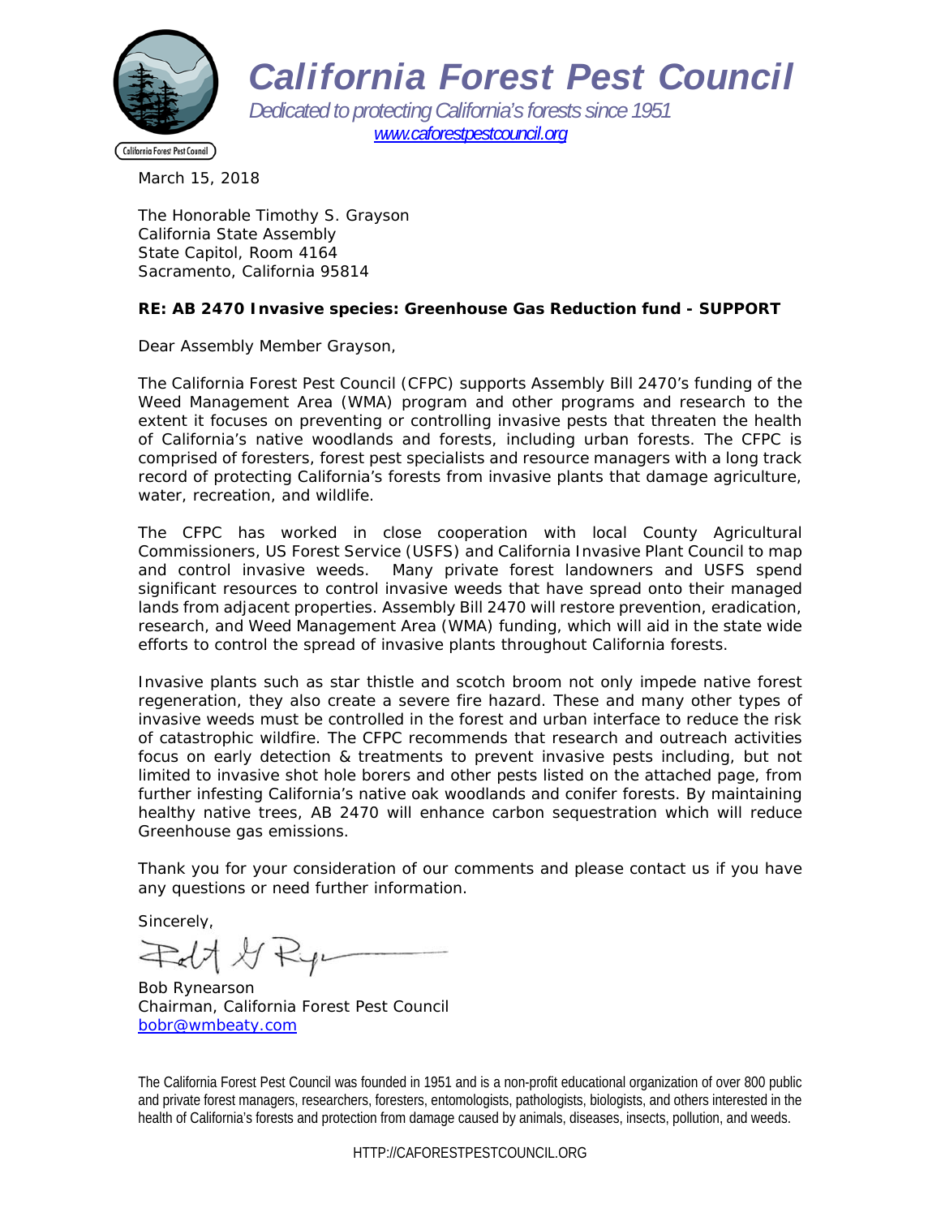# California Forest Pest Council

*Dedicated to protecting California's forests since 1951*
[www.caforestpestcouncil.org](http://www.caforestpestcouncil.org)

March 15, 2018

The Honorable Timothy S. Grayson
California State Assembly
State Capitol, Room 4164
Sacramento, California 95814

**RE: AB 2470 Invasive species: Greenhouse Gas Reduction fund - SUPPORT**

Dear Assembly Member Grayson,

The California Forest Pest Council (CFPC) supports Assembly Bill 2470's funding of the Weed Management Area (WMA) program and other programs and research to the extent it focuses on preventing or controlling invasive pests that threaten the health of California's native woodlands and forests, including urban forests. The CFPC is comprised of foresters, forest pest specialists and resource managers with a long track record of protecting California's forests from invasive plants that damage agriculture, water, recreation, and wildlife.

The CFPC has worked in close cooperation with local County Agricultural Commissioners, US Forest Service (USFS) and California Invasive Plant Council to map and control invasive weeds. Many private forest landowners and USFS spend significant resources to control invasive weeds that have spread onto their managed lands from adjacent properties. Assembly Bill 2470 will restore prevention, eradication, research, and Weed Management Area (WMA) funding, which will aid in the state wide efforts to control the spread of invasive plants throughout California forests.

Invasive plants such as star thistle and scotch broom not only impede native forest regeneration, they also create a severe fire hazard. These and many other types of invasive weeds must be controlled in the forest and urban interface to reduce the risk of catastrophic wildfire. The CFPC recommends that research and outreach activities focus on early detection & treatments to prevent invasive pests including, but not limited to invasive shot hole borers and other pests listed on the attached page, from further infesting California's native oak woodlands and conifer forests. By maintaining healthy native trees, AB 2470 will enhance carbon sequestration which will reduce Greenhouse gas emissions.

Thank you for your consideration of our comments and please contact us if you have any questions or need further information.

Sincerely,

Bob Rynearson
Chairman, California Forest Pest Council
bobr@wmbeaty.com

The California Forest Pest Council was founded in 1951 and is a non-profit educational organization of over 800 public and private forest managers, researchers, foresters, entomologists, pathologists, biologists, and others interested in the health of California's forests and protection from damage caused by animals, diseases, insects, pollution, and weeds.

HTTP://CAFORESTPESTCOUNCIL.ORG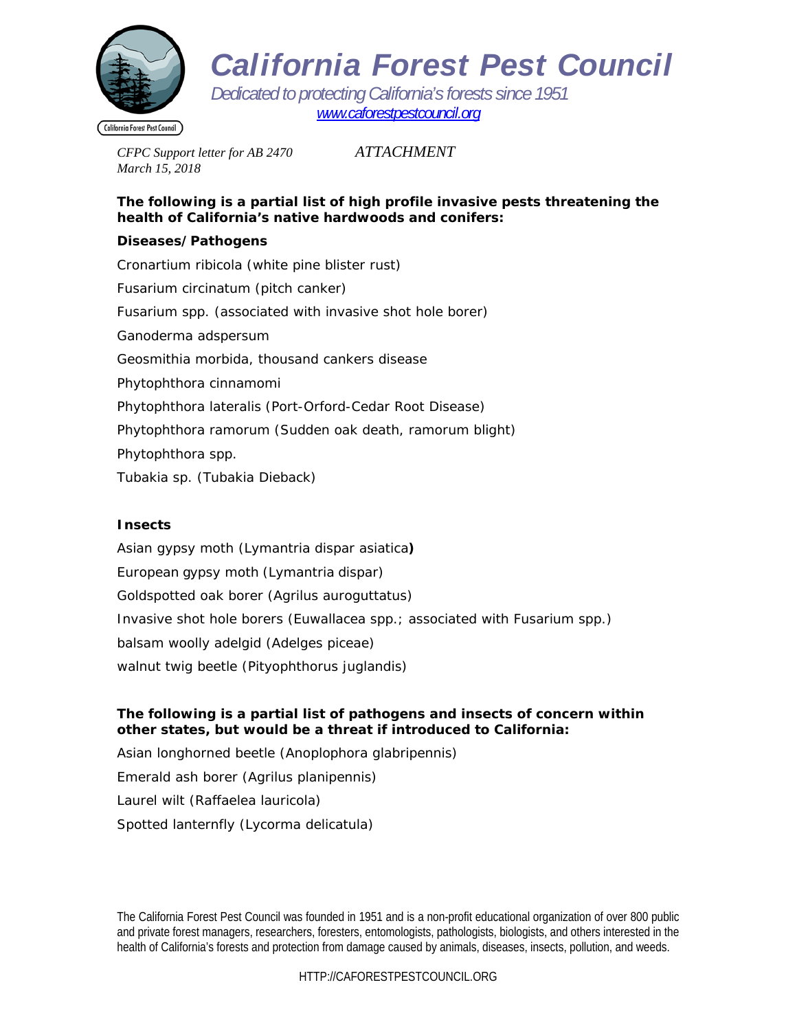# California Forest Pest Council

*Dedicated to protecting California's forests since 1951*
www.caforestpestcouncil.org

California Forest Pest Council

*CFPC Support letter for AB 2470*
*March 15, 2018*

*ATTACHMENT*

**The following is a partial list of high profile invasive pests threatening the health of California's native hardwoods and conifers:**

**Diseases/Pathogens**

Cronartium ribicola (white pine blister rust)

Fusarium circinatum (pitch canker)

Fusarium spp. (associated with invasive shot hole borer)

Ganoderma adspersum

Geosmithia morbida, thousand cankers disease

Phytophthora cinnamomi

Phytophthora lateralis (Port-Orford-Cedar Root Disease)

Phytophthora ramorum (Sudden oak death, ramorum blight)

Phytophthora spp.

Tubakia sp. (Tubakia Dieback)

**Insects**

Asian gypsy moth (Lymantria dispar asiatica**)**

European gypsy moth (Lymantria dispar)

Goldspotted oak borer (Agrilus auroguttatus)

Invasive shot hole borers (Euwallacea spp.; associated with Fusarium spp.)

balsam woolly adelgid (Adelges piceae)

walnut twig beetle (Pityophthorus juglandis)

**The following is a partial list of pathogens and insects of concern within other states, but would be a threat if introduced to California:**

Asian longhorned beetle (Anoplophora glabripennis)

Emerald ash borer (Agrilus planipennis)

Laurel wilt (Raffaelea lauricola)

Spotted lanternfly (Lycorma delicatula)

The California Forest Pest Council was founded in 1951 and is a non-profit educational organization of over 800 public and private forest managers, researchers, foresters, entomologists, pathologists, biologists, and others interested in the health of California's forests and protection from damage caused by animals, diseases, insects, pollution, and weeds.

HTTP://CAFORESTPESTCOUNCIL.ORG